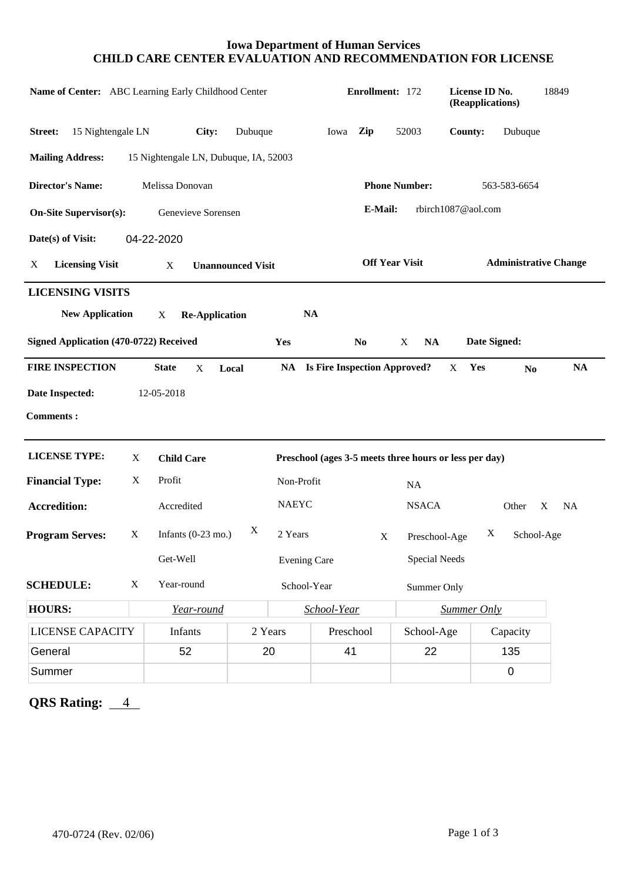# Iowa Department of Human Services
# CHILD CARE CENTER EVALUATION AND RECOMMENDATION FOR LICENSE

**Name of Center:** ABC Learning Early Childhood Center **Enrollment:** 172 **License ID No. (Reapplications)** 18849

**Street:** 15 Nightengale LN **City:** Dubuque Iowa **Zip** 52003 **County:** Dubuque

**Mailing Address:** 15 Nightengale LN, Dubuque, IA, 52003

**Director's Name:** Melissa Donovan **Phone Number:** 563-583-6654

**On-Site Supervisor(s):** Genevieve Sorensen **E-Mail:** rbirch1087@aol.com

**Date(s) of Visit:** 04-22-2020

X **Licensing Visit** X **Unannounced Visit** **Off Year Visit** **Administrative Change**

## LICENSING VISITS

**New Application** X **Re-Application** **NA**

**Signed Application (470-0722) Received** **Yes** **No** X **NA** **Date Signed:**

**FIRE INSPECTION** **State** X **Local** **NA** **Is Fire Inspection Approved?** X **Yes** **No** **NA**

**Date Inspected:** 12-05-2018

**Comments :**

**LICENSE TYPE:** X **Child Care** **Preschool (ages 3-5 meets three hours or less per day)**

**Financial Type:** X Profit Non-Profit NA

**Accredition:** Accredited NAEYC NSACA Other X NA

**Program Serves:** X Infants (0-23 mo.) X 2 Years X Preschool-Age X School-Age

Get-Well Evening Care Special Needs

**SCHEDULE:** X Year-round School-Year Summer Only

| **HOURS:** | *Year-round* | *School-Year* | *Summer Only* |
|---|---|---|---|
| | | | |

| LICENSE CAPACITY | Infants | 2 Years | Preschool | School-Age | Capacity |
|---|---|---|---|---|---|
| General | 52 | 20 | 41 | 22 | 135 |
| Summer | | | | | 0 |

**QRS Rating:** 4

470-0724 (Rev. 02/06)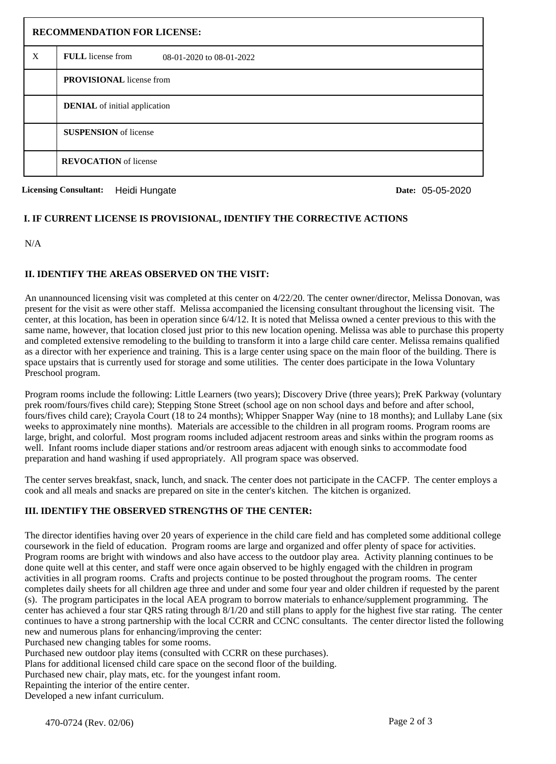| | RECOMMENDATION FOR LICENSE: |
|---|---|
| X | **FULL** license from 08-01-2020 to 08-01-2022 |
| | **PROVISIONAL** license from |
| | **DENIAL** of initial application |
| | **SUSPENSION** of license |
| | **REVOCATION** of license |

**Licensing Consultant:** Heidi Hungate **Date:** 05-05-2020

### I. IF CURRENT LICENSE IS PROVISIONAL, IDENTIFY THE CORRECTIVE ACTIONS

N/A

### II. IDENTIFY THE AREAS OBSERVED ON THE VISIT:

An unannounced licensing visit was completed at this center on 4/22/20. The center owner/director, Melissa Donovan, was present for the visit as were other staff. Melissa accompanied the licensing consultant throughout the licensing visit. The center, at this location, has been in operation since 6/4/12. It is noted that Melissa owned a center previous to this with the same name, however, that location closed just prior to this new location opening. Melissa was able to purchase this property and completed extensive remodeling to the building to transform it into a large child care center. Melissa remains qualified as a director with her experience and training. This is a large center using space on the main floor of the building. There is space upstairs that is currently used for storage and some utilities. The center does participate in the Iowa Voluntary Preschool program.

Program rooms include the following: Little Learners (two years); Discovery Drive (three years); PreK Parkway (voluntary prek room/fours/fives child care); Stepping Stone Street (school age on non school days and before and after school, fours/fives child care); Crayola Court (18 to 24 months); Whipper Snapper Way (nine to 18 months); and Lullaby Lane (six weeks to approximately nine months). Materials are accessible to the children in all program rooms. Program rooms are large, bright, and colorful. Most program rooms included adjacent restroom areas and sinks within the program rooms as well. Infant rooms include diaper stations and/or restroom areas adjacent with enough sinks to accommodate food preparation and hand washing if used appropriately. All program space was observed.

The center serves breakfast, snack, lunch, and snack. The center does not participate in the CACFP. The center employs a cook and all meals and snacks are prepared on site in the center's kitchen. The kitchen is organized.

### III. IDENTIFY THE OBSERVED STRENGTHS OF THE CENTER:

The director identifies having over 20 years of experience in the child care field and has completed some additional college coursework in the field of education. Program rooms are large and organized and offer plenty of space for activities. Program rooms are bright with windows and also have access to the outdoor play area. Activity planning continues to be done quite well at this center, and staff were once again observed to be highly engaged with the children in program activities in all program rooms. Crafts and projects continue to be posted throughout the program rooms. The center completes daily sheets for all children age three and under and some four year and older children if requested by the parent (s). The program participates in the local AEA program to borrow materials to enhance/supplement programming. The center has achieved a four star QRS rating through 8/1/20 and still plans to apply for the highest five star rating. The center continues to have a strong partnership with the local CCRR and CCNC consultants. The center director listed the following new and numerous plans for enhancing/improving the center:
Purchased new changing tables for some rooms.
Purchased new outdoor play items (consulted with CCRR on these purchases).
Plans for additional licensed child care space on the second floor of the building.
Purchased new chair, play mats, etc. for the youngest infant room.
Repainting the interior of the entire center.
Developed a new infant curriculum.

470-0724 (Rev. 02/06)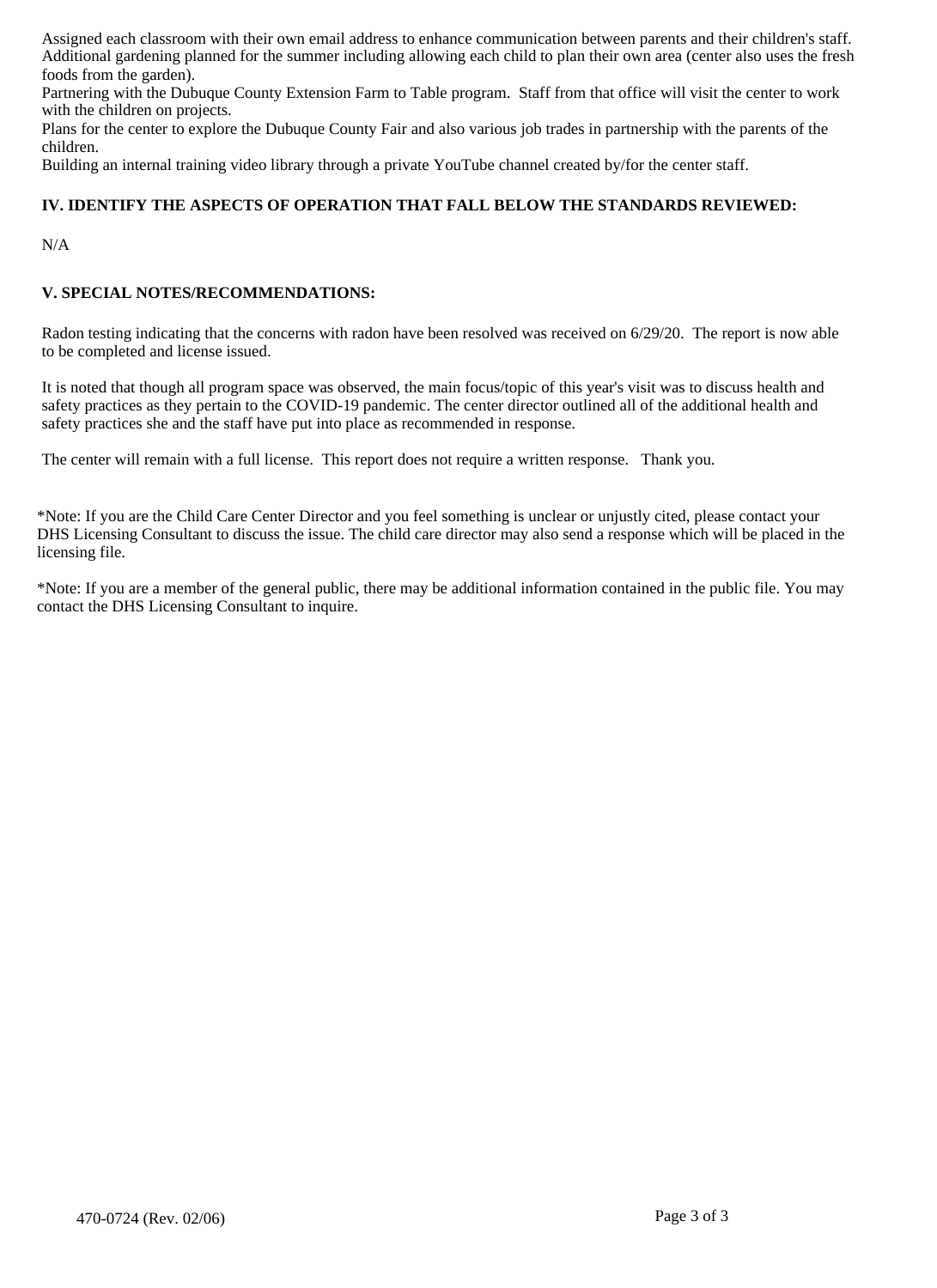Assigned each classroom with their own email address to enhance communication between parents and their children's staff.
Additional gardening planned for the summer including allowing each child to plan their own area (center also uses the fresh foods from the garden).
Partnering with the Dubuque County Extension Farm to Table program. Staff from that office will visit the center to work with the children on projects.
Plans for the center to explore the Dubuque County Fair and also various job trades in partnership with the parents of the children.
Building an internal training video library through a private YouTube channel created by/for the center staff.

**IV. IDENTIFY THE ASPECTS OF OPERATION THAT FALL BELOW THE STANDARDS REVIEWED:**

N/A

**V. SPECIAL NOTES/RECOMMENDATIONS:**

Radon testing indicating that the concerns with radon have been resolved was received on 6/29/20. The report is now able to be completed and license issued.

It is noted that though all program space was observed, the main focus/topic of this year's visit was to discuss health and safety practices as they pertain to the COVID-19 pandemic. The center director outlined all of the additional health and safety practices she and the staff have put into place as recommended in response.

The center will remain with a full license. This report does not require a written response. Thank you.

*Note: If you are the Child Care Center Director and you feel something is unclear or unjustly cited, please contact your DHS Licensing Consultant to discuss the issue. The child care director may also send a response which will be placed in the licensing file.

*Note: If you are a member of the general public, there may be additional information contained in the public file. You may contact the DHS Licensing Consultant to inquire.

470-0724 (Rev. 02/06)